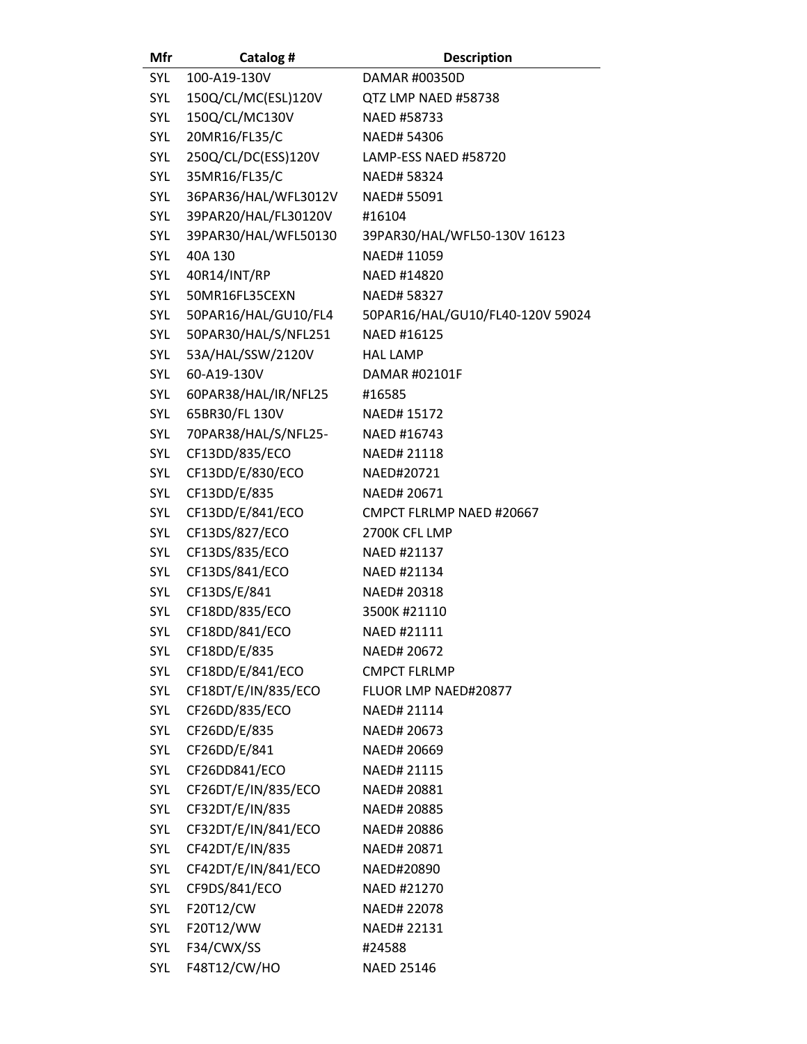| Mfr | Catalog # | Description |
|---|---|---|
| SYL | 100-A19-130V | DAMAR #00350D |
| SYL | 150Q/CL/MC(ESL)120V | QTZ LMP NAED #58738 |
| SYL | 150Q/CL/MC130V | NAED #58733 |
| SYL | 20MR16/FL35/C | NAED# 54306 |
| SYL | 250Q/CL/DC(ESS)120V | LAMP-ESS NAED #58720 |
| SYL | 35MR16/FL35/C | NAED# 58324 |
| SYL | 36PAR36/HAL/WFL3012V | NAED# 55091 |
| SYL | 39PAR20/HAL/FL30120V | #16104 |
| SYL | 39PAR30/HAL/WFL50130 | 39PAR30/HAL/WFL50-130V 16123 |
| SYL | 40A 130 | NAED# 11059 |
| SYL | 40R14/INT/RP | NAED #14820 |
| SYL | 50MR16FL35CEXN | NAED# 58327 |
| SYL | 50PAR16/HAL/GU10/FL4 | 50PAR16/HAL/GU10/FL40-120V 59024 |
| SYL | 50PAR30/HAL/S/NFL251 | NAED #16125 |
| SYL | 53A/HAL/SSW/2120V | HAL LAMP |
| SYL | 60-A19-130V | DAMAR #02101F |
| SYL | 60PAR38/HAL/IR/NFL25 | #16585 |
| SYL | 65BR30/FL 130V | NAED# 15172 |
| SYL | 70PAR38/HAL/S/NFL25- | NAED #16743 |
| SYL | CF13DD/835/ECO | NAED# 21118 |
| SYL | CF13DD/E/830/ECO | NAED#20721 |
| SYL | CF13DD/E/835 | NAED# 20671 |
| SYL | CF13DD/E/841/ECO | CMPCT FLRLMP NAED #20667 |
| SYL | CF13DS/827/ECO | 2700K CFL LMP |
| SYL | CF13DS/835/ECO | NAED #21137 |
| SYL | CF13DS/841/ECO | NAED #21134 |
| SYL | CF13DS/E/841 | NAED# 20318 |
| SYL | CF18DD/835/ECO | 3500K #21110 |
| SYL | CF18DD/841/ECO | NAED #21111 |
| SYL | CF18DD/E/835 | NAED# 20672 |
| SYL | CF18DD/E/841/ECO | CMPCT FLRLMP |
| SYL | CF18DT/E/IN/835/ECO | FLUOR LMP NAED#20877 |
| SYL | CF26DD/835/ECO | NAED# 21114 |
| SYL | CF26DD/E/835 | NAED# 20673 |
| SYL | CF26DD/E/841 | NAED# 20669 |
| SYL | CF26DD841/ECO | NAED# 21115 |
| SYL | CF26DT/E/IN/835/ECO | NAED# 20881 |
| SYL | CF32DT/E/IN/835 | NAED# 20885 |
| SYL | CF32DT/E/IN/841/ECO | NAED# 20886 |
| SYL | CF42DT/E/IN/835 | NAED# 20871 |
| SYL | CF42DT/E/IN/841/ECO | NAED#20890 |
| SYL | CF9DS/841/ECO | NAED #21270 |
| SYL | F20T12/CW | NAED# 22078 |
| SYL | F20T12/WW | NAED# 22131 |
| SYL | F34/CWX/SS | #24588 |
| SYL | F48T12/CW/HO | NAED 25146 |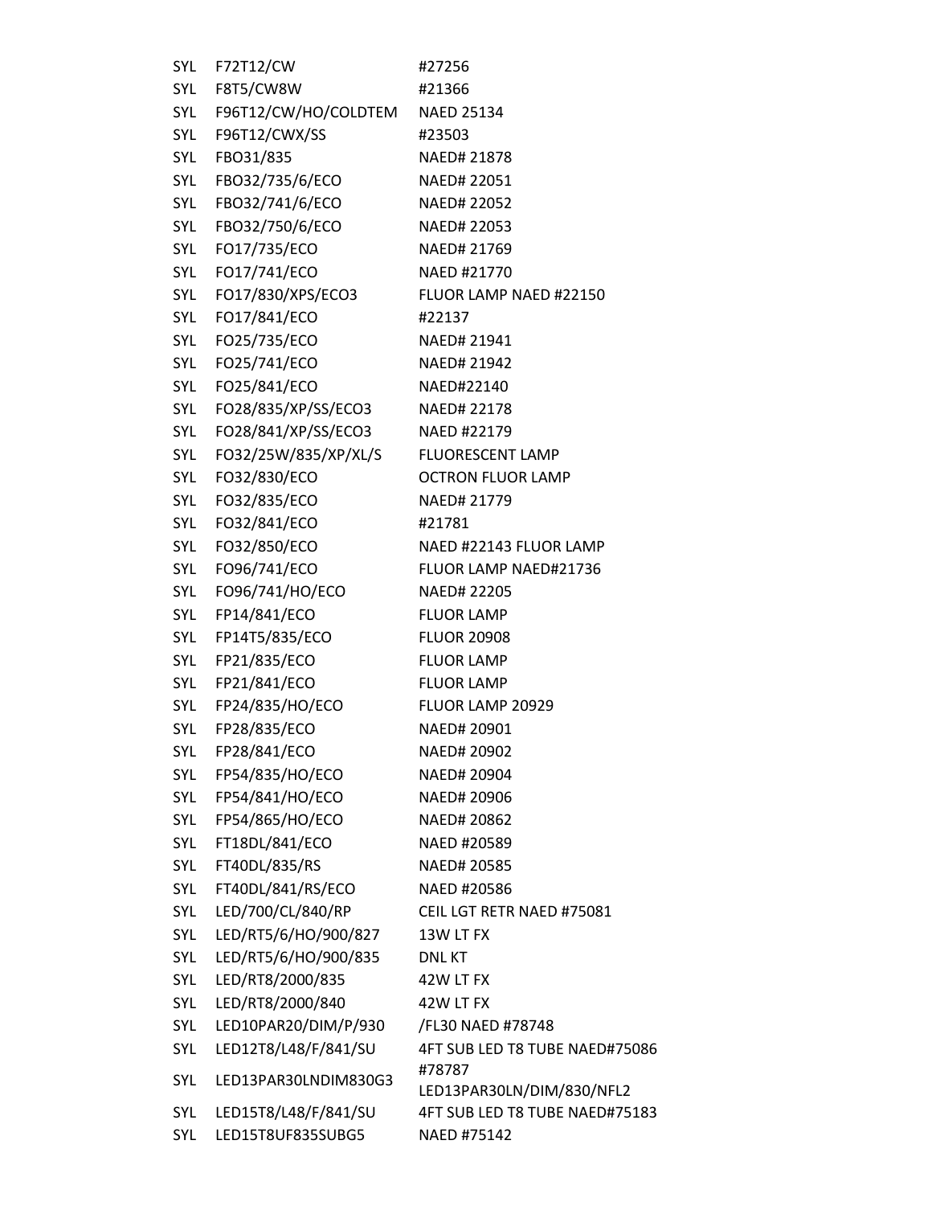| | | |
|---|---|---|
| SYL | F72T12/CW | #27256 |
| SYL | F8T5/CW8W | #21366 |
| SYL | F96T12/CW/HO/COLDTEM | NAED 25134 |
| SYL | F96T12/CWX/SS | #23503 |
| SYL | FBO31/835 | NAED# 21878 |
| SYL | FBO32/735/6/ECO | NAED# 22051 |
| SYL | FBO32/741/6/ECO | NAED# 22052 |
| SYL | FBO32/750/6/ECO | NAED# 22053 |
| SYL | FO17/735/ECO | NAED# 21769 |
| SYL | FO17/741/ECO | NAED #21770 |
| SYL | FO17/830/XPS/ECO3 | FLUOR LAMP NAED #22150 |
| SYL | FO17/841/ECO | #22137 |
| SYL | FO25/735/ECO | NAED# 21941 |
| SYL | FO25/741/ECO | NAED# 21942 |
| SYL | FO25/841/ECO | NAED#22140 |
| SYL | FO28/835/XP/SS/ECO3 | NAED# 22178 |
| SYL | FO28/841/XP/SS/ECO3 | NAED #22179 |
| SYL | FO32/25W/835/XP/XL/S | FLUORESCENT LAMP |
| SYL | FO32/830/ECO | OCTRON FLUOR LAMP |
| SYL | FO32/835/ECO | NAED# 21779 |
| SYL | FO32/841/ECO | #21781 |
| SYL | FO32/850/ECO | NAED #22143 FLUOR LAMP |
| SYL | FO96/741/ECO | FLUOR LAMP NAED#21736 |
| SYL | FO96/741/HO/ECO | NAED# 22205 |
| SYL | FP14/841/ECO | FLUOR LAMP |
| SYL | FP14T5/835/ECO | FLUOR 20908 |
| SYL | FP21/835/ECO | FLUOR LAMP |
| SYL | FP21/841/ECO | FLUOR LAMP |
| SYL | FP24/835/HO/ECO | FLUOR LAMP 20929 |
| SYL | FP28/835/ECO | NAED# 20901 |
| SYL | FP28/841/ECO | NAED# 20902 |
| SYL | FP54/835/HO/ECO | NAED# 20904 |
| SYL | FP54/841/HO/ECO | NAED# 20906 |
| SYL | FP54/865/HO/ECO | NAED# 20862 |
| SYL | FT18DL/841/ECO | NAED #20589 |
| SYL | FT40DL/835/RS | NAED# 20585 |
| SYL | FT40DL/841/RS/ECO | NAED #20586 |
| SYL | LED/700/CL/840/RP | CEIL LGT RETR NAED #75081 |
| SYL | LED/RT5/6/HO/900/827 | 13W LT FX |
| SYL | LED/RT5/6/HO/900/835 | DNL KT |
| SYL | LED/RT8/2000/835 | 42W LT FX |
| SYL | LED/RT8/2000/840 | 42W LT FX |
| SYL | LED10PAR20/DIM/P/930 | /FL30 NAED #78748 |
| SYL | LED12T8/L48/F/841/SU | 4FT SUB LED T8 TUBE NAED#75086 |
| SYL | LED13PAR30LNDIM830G3 | #78787 LED13PAR30LN/DIM/830/NFL2 |
| SYL | LED15T8/L48/F/841/SU | 4FT SUB LED T8 TUBE NAED#75183 |
| SYL | LED15T8UF835SUBG5 | NAED #75142 |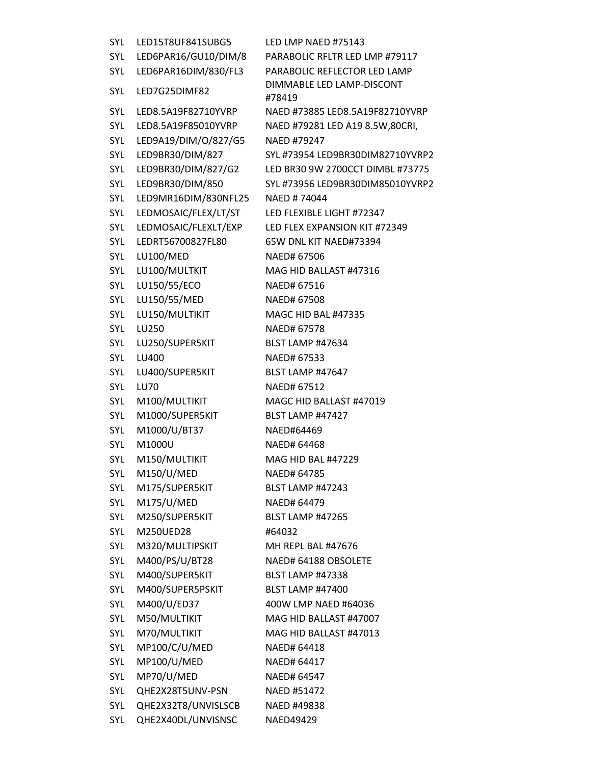| | | |
|---|---|---|
| SYL | LED15T8UF841SUBG5 | LED LMP NAED #75143 |
| SYL | LED6PAR16/GU10/DIM/8 | PARABOLIC RFLTR LED LMP #79117 |
| SYL | LED6PAR16DIM/830/FL3 | PARABOLIC REFLECTOR LED LAMP |
| SYL | LED7G25DIMF82 | DIMMABLE LED LAMP-DISCONT #78419 |
| SYL | LED8.5A19F82710YVRP | NAED #73885 LED8.5A19F82710YVRP |
| SYL | LED8.5A19F85010YVRP | NAED #79281 LED A19 8.5W,80CRI, |
| SYL | LED9A19/DIM/O/827/G5 | NAED #79247 |
| SYL | LED9BR30/DIM/827 | SYL #73954 LED9BR30DIM82710YVRP2 |
| SYL | LED9BR30/DIM/827/G2 | LED BR30 9W 2700CCT DIMBL #73775 |
| SYL | LED9BR30/DIM/850 | SYL #73956 LED9BR30DIM85010YVRP2 |
| SYL | LED9MR16DIM/830NFL25 | NAED # 74044 |
| SYL | LEDMOSAIC/FLEX/LT/ST | LED FLEXIBLE LIGHT #72347 |
| SYL | LEDMOSAIC/FLEXLT/EXP | LED FLEX EXPANSION KIT #72349 |
| SYL | LEDRT56700827FL80 | 65W DNL KIT NAED#73394 |
| SYL | LU100/MED | NAED# 67506 |
| SYL | LU100/MULTKIT | MAG HID BALLAST #47316 |
| SYL | LU150/55/ECO | NAED# 67516 |
| SYL | LU150/55/MED | NAED# 67508 |
| SYL | LU150/MULTIKIT | MAGC HID BAL #47335 |
| SYL | LU250 | NAED# 67578 |
| SYL | LU250/SUPER5KIT | BLST LAMP #47634 |
| SYL | LU400 | NAED# 67533 |
| SYL | LU400/SUPER5KIT | BLST LAMP #47647 |
| SYL | LU70 | NAED# 67512 |
| SYL | M100/MULTIKIT | MAGC HID BALLAST #47019 |
| SYL | M1000/SUPER5KIT | BLST LAMP #47427 |
| SYL | M1000/U/BT37 | NAED#64469 |
| SYL | M1000U | NAED# 64468 |
| SYL | M150/MULTIKIT | MAG HID BAL #47229 |
| SYL | M150/U/MED | NAED# 64785 |
| SYL | M175/SUPER5KIT | BLST LAMP #47243 |
| SYL | M175/U/MED | NAED# 64479 |
| SYL | M250/SUPER5KIT | BLST LAMP #47265 |
| SYL | M250UED28 | #64032 |
| SYL | M320/MULTIPSKIT | MH REPL BAL #47676 |
| SYL | M400/PS/U/BT28 | NAED# 64188 OBSOLETE |
| SYL | M400/SUPER5KIT | BLST LAMP #47338 |
| SYL | M400/SUPER5PSKIT | BLST LAMP #47400 |
| SYL | M400/U/ED37 | 400W LMP NAED #64036 |
| SYL | M50/MULTIKIT | MAG HID BALLAST #47007 |
| SYL | M70/MULTIKIT | MAG HID BALLAST #47013 |
| SYL | MP100/C/U/MED | NAED# 64418 |
| SYL | MP100/U/MED | NAED# 64417 |
| SYL | MP70/U/MED | NAED# 64547 |
| SYL | QHE2X28T5UNV-PSN | NAED #51472 |
| SYL | QHE2X32T8/UNVISLSCB | NAED #49838 |
| SYL | QHE2X40DL/UNVISNSC | NAED49429 |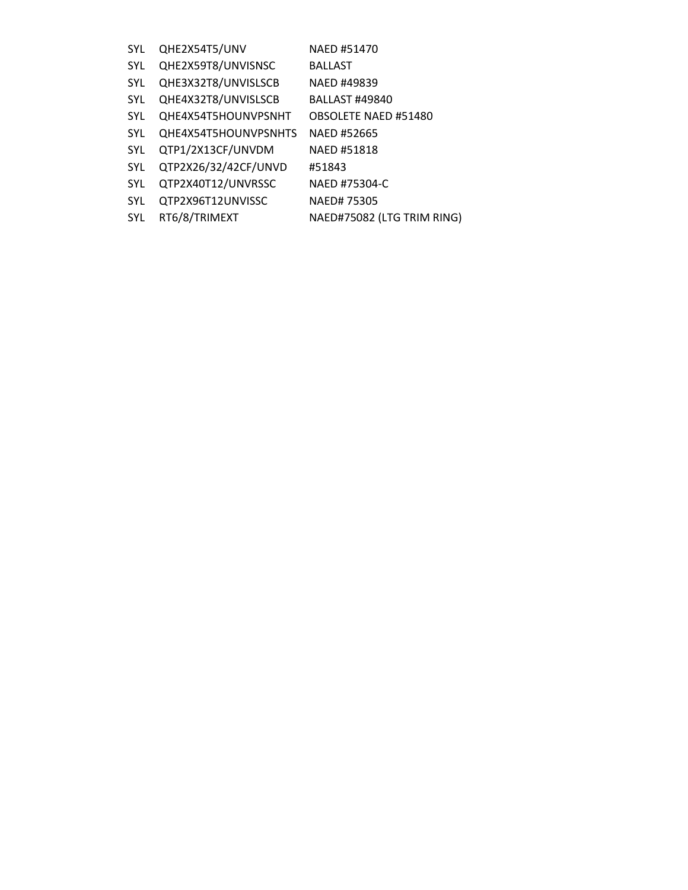| | | |
|---|---|---|
| SYL | QHE2X54T5/UNV | NAED #51470 |
| SYL | QHE2X59T8/UNVISNSC | BALLAST |
| SYL | QHE3X32T8/UNVISLSCB | NAED #49839 |
| SYL | QHE4X32T8/UNVISLSCB | BALLAST #49840 |
| SYL | QHE4X54T5HOUNVPSNHT | OBSOLETE NAED #51480 |
| SYL | QHE4X54T5HOUNVPSNHTS | NAED #52665 |
| SYL | QTP1/2X13CF/UNVDM | NAED #51818 |
| SYL | QTP2X26/32/42CF/UNVD | #51843 |
| SYL | QTP2X40T12/UNVRSSC | NAED #75304-C |
| SYL | QTP2X96T12UNVISSC | NAED# 75305 |
| SYL | RT6/8/TRIMEXT | NAED#75082 (LTG TRIM RING) |